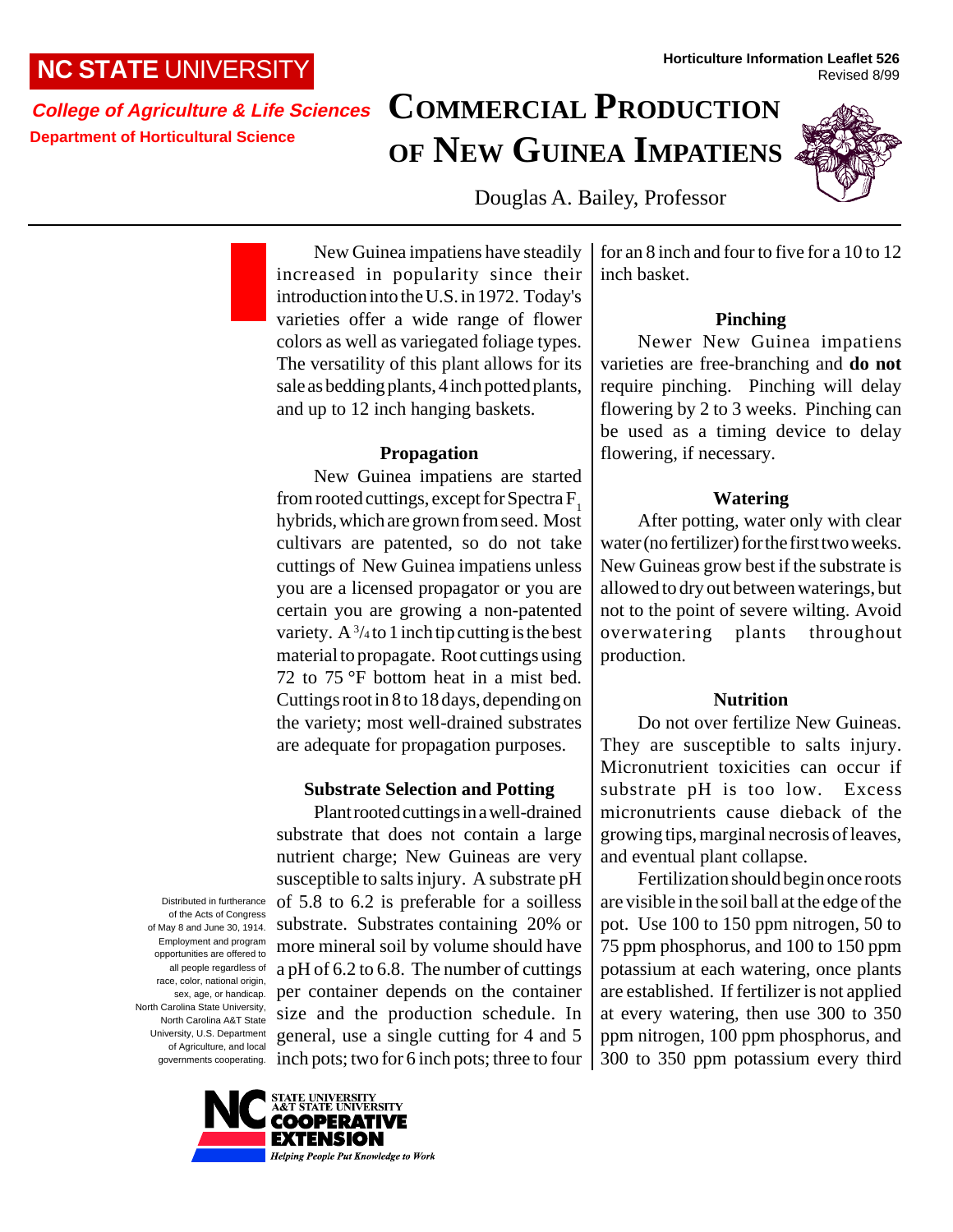NC STATE UNIVERSITY

*College of Agriculture & Life Sciences*
**Department of Horticultural Science**

**Horticulture Information Leaflet 526**
Revised 8/99

# COMMERCIAL PRODUCTION OF NEW GUINEA IMPATIENS

Douglas A. Bailey, Professor

New Guinea impatiens have steadily increased in popularity since their introduction into the U.S. in 1972. Today's varieties offer a wide range of flower colors as well as variegated foliage types. The versatility of this plant allows for its sale as bedding plants, 4 inch potted plants, and up to 12 inch hanging baskets.

### Propagation

New Guinea impatiens are started from rooted cuttings, except for Spectra $F_1$ hybrids, which are grown from seed. Most cultivars are patented, so do not take cuttings of New Guinea impatiens unless you are a licensed propagator or you are certain you are growing a non-patented variety. A 3/4 to 1 inch tip cutting is the best material to propagate. Root cuttings using 72 to 75 °F bottom heat in a mist bed. Cuttings root in 8 to 18 days, depending on the variety; most well-drained substrates are adequate for propagation purposes.

### Substrate Selection and Potting

Plant rooted cuttings in a well-drained substrate that does not contain a large nutrient charge; New Guineas are very susceptible to salts injury. A substrate pH of 5.8 to 6.2 is preferable for a soilless substrate. Substrates containing 20% or more mineral soil by volume should have a pH of 6.2 to 6.8. The number of cuttings per container depends on the container size and the production schedule. In general, use a single cutting for 4 and 5 inch pots; two for 6 inch pots; three to four for an 8 inch and four to five for a 10 to 12 inch basket.

### Pinching

Newer New Guinea impatiens varieties are free-branching and **do not** require pinching. Pinching will delay flowering by 2 to 3 weeks. Pinching can be used as a timing device to delay flowering, if necessary.

### Watering

After potting, water only with clear water (no fertilizer) for the first two weeks. New Guineas grow best if the substrate is allowed to dry out between waterings, but not to the point of severe wilting. Avoid overwatering plants throughout production.

### Nutrition

Do not over fertilize New Guineas. They are susceptible to salts injury. Micronutrient toxicities can occur if substrate pH is too low. Excess micronutrients cause dieback of the growing tips, marginal necrosis of leaves, and eventual plant collapse.

Fertilization should begin once roots are visible in the soil ball at the edge of the pot. Use 100 to 150 ppm nitrogen, 50 to 75 ppm phosphorus, and 100 to 150 ppm potassium at each watering, once plants are established. If fertilizer is not applied at every watering, then use 300 to 350 ppm nitrogen, 100 ppm phosphorus, and 300 to 350 ppm potassium every third

Distributed in furtherance of the Acts of Congress of May 8 and June 30, 1914. Employment and program opportunities are offered to all people regardless of race, color, national origin, sex, age, or handicap. North Carolina State University, North Carolina A&T State University, U.S. Department of Agriculture, and local governments cooperating.

NC STATE UNIVERSITY A&T STATE UNIVERSITY COOPERATIVE EXTENSION
*Helping People Put Knowledge to Work*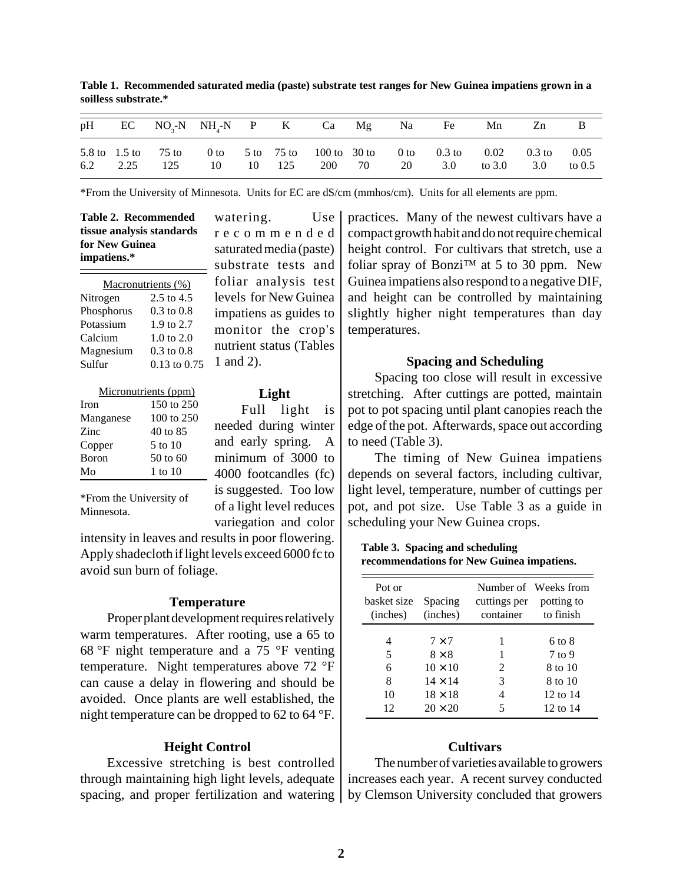**Table 1. Recommended saturated media (paste) substrate test ranges for New Guinea impatiens grown in a soilless substrate.***

| pH | EC | $NO_3$-N | $NH_4$-N | P | K | Ca | Mg | Na | Fe | Mn | Zn | B |
|---|---|---|---|---|---|---|---|---|---|---|---|---|
| 5.8 to 6.2 | 1.5 to 2.25 | 75 to 125 | 0 to 10 | 5 to 10 | 75 to 125 | 100 to 200 | 30 to 70 | 0 to 20 | 0.3 to 3.0 | 0.02 to 3.0 | 0.3 to 3.0 | 0.05 to 0.5 |

*From the University of Minnesota. Units for EC are dS/cm (mmhos/cm). Units for all elements are ppm.

**Table 2. Recommended tissue analysis standards for New Guinea impatiens.***

| Macronutrients (%) | |
|---|---|
| Nitrogen | 2.5 to 4.5 |
| Phosphorus | 0.3 to 0.8 |
| Potassium | 1.9 to 2.7 |
| Calcium | 1.0 to 2.0 |
| Magnesium | 0.3 to 0.8 |
| Sulfur | 0.13 to 0.75 |

| Micronutrients (ppm) | |
|---|---|
| Iron | 150 to 250 |
| Manganese | 100 to 250 |
| Zinc | 40 to 85 |
| Copper | 5 to 10 |
| Boron | 50 to 60 |
| Mo | 1 to 10 |

*From the University of Minnesota.

watering. Use recommended saturated media (paste) substrate tests and foliar analysis test levels for New Guinea impatiens as guides to monitor the crop's nutrient status (Tables 1 and 2).

## Light

Full light is needed during winter and early spring. A minimum of 3000 to 4000 footcandles (fc) is suggested. Too low of a light level reduces variegation and color intensity in leaves and results in poor flowering. Apply shadecloth if light levels exceed 6000 fc to avoid sun burn of foliage.

## Temperature

Proper plant development requires relatively warm temperatures. After rooting, use a 65 to 68 °F night temperature and a 75 °F venting temperature. Night temperatures above 72 °F can cause a delay in flowering and should be avoided. Once plants are well established, the night temperature can be dropped to 62 to 64 °F.

## Height Control

Excessive stretching is best controlled through maintaining high light levels, adequate spacing, and proper fertilization and watering practices. Many of the newest cultivars have a compact growth habit and do not require chemical height control. For cultivars that stretch, use a foliar spray of Bonzi™ at 5 to 30 ppm. New Guinea impatiens also respond to a negative DIF, and height can be controlled by maintaining slightly higher night temperatures than day temperatures.

## Spacing and Scheduling

Spacing too close will result in excessive stretching. After cuttings are potted, maintain pot to pot spacing until plant canopies reach the edge of the pot. Afterwards, space out according to need (Table 3).

The timing of New Guinea impatiens depends on several factors, including cultivar, light level, temperature, number of cuttings per pot, and pot size. Use Table 3 as a guide in scheduling your New Guinea crops.

**Table 3. Spacing and scheduling recommendations for New Guinea impatiens.**

| Pot or basket size (inches) | Spacing (inches) | Number of cuttings per container | Weeks from potting to to finish |
|---|---|---|---|
| 4 | 7 × 7 | 1 | 6 to 8 |
| 5 | 8 × 8 | 1 | 7 to 9 |
| 6 | 10 × 10 | 2 | 8 to 10 |
| 8 | 14 × 14 | 3 | 8 to 10 |
| 10 | 18 × 18 | 4 | 12 to 14 |
| 12 | 20 × 20 | 5 | 12 to 14 |

## Cultivars

The number of varieties available to growers increases each year. A recent survey conducted by Clemson University concluded that growers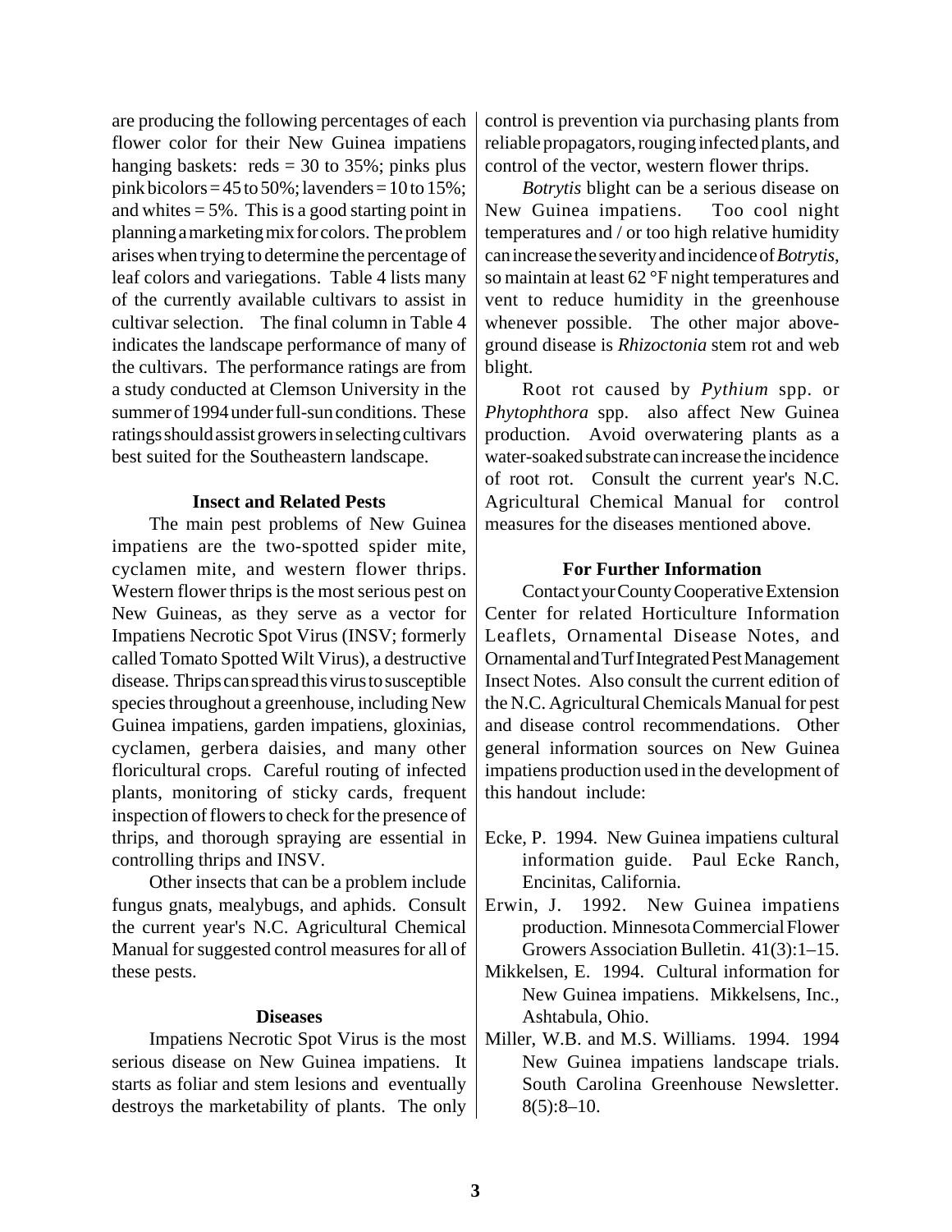are producing the following percentages of each flower color for their New Guinea impatiens hanging baskets: reds = 30 to 35%; pinks plus pink bicolors = 45 to 50%; lavenders = 10 to 15%; and whites = 5%. This is a good starting point in planning a marketing mix for colors. The problem arises when trying to determine the percentage of leaf colors and variegations. Table 4 lists many of the currently available cultivars to assist in cultivar selection. The final column in Table 4 indicates the landscape performance of many of the cultivars. The performance ratings are from a study conducted at Clemson University in the summer of 1994 under full-sun conditions. These ratings should assist growers in selecting cultivars best suited for the Southeastern landscape.

### Insect and Related Pests

The main pest problems of New Guinea impatiens are the two-spotted spider mite, cyclamen mite, and western flower thrips. Western flower thrips is the most serious pest on New Guineas, as they serve as a vector for Impatiens Necrotic Spot Virus (INSV; formerly called Tomato Spotted Wilt Virus), a destructive disease. Thrips can spread this virus to susceptible species throughout a greenhouse, including New Guinea impatiens, garden impatiens, gloxinias, cyclamen, gerbera daisies, and many other floricultural crops. Careful routing of infected plants, monitoring of sticky cards, frequent inspection of flowers to check for the presence of thrips, and thorough spraying are essential in controlling thrips and INSV.

Other insects that can be a problem include fungus gnats, mealybugs, and aphids. Consult the current year's N.C. Agricultural Chemical Manual for suggested control measures for all of these pests.

### Diseases

Impatiens Necrotic Spot Virus is the most serious disease on New Guinea impatiens. It starts as foliar and stem lesions and eventually destroys the marketability of plants. The only control is prevention via purchasing plants from reliable propagators, rouging infected plants, and control of the vector, western flower thrips.

*Botrytis* blight can be a serious disease on New Guinea impatiens. Too cool night temperatures and / or too high relative humidity can increase the severity and incidence of *Botrytis*, so maintain at least 62 °F night temperatures and vent to reduce humidity in the greenhouse whenever possible. The other major above-ground disease is *Rhizoctonia* stem rot and web blight.

Root rot caused by *Pythium* spp. or *Phytophthora* spp. also affect New Guinea production. Avoid overwatering plants as a water-soaked substrate can increase the incidence of root rot. Consult the current year's N.C. Agricultural Chemical Manual for control measures for the diseases mentioned above.

### For Further Information

Contact your County Cooperative Extension Center for related Horticulture Information Leaflets, Ornamental Disease Notes, and Ornamental and Turf Integrated Pest Management Insect Notes. Also consult the current edition of the N.C. Agricultural Chemicals Manual for pest and disease control recommendations. Other general information sources on New Guinea impatiens production used in the development of this handout include:

Ecke, P. 1994. New Guinea impatiens cultural information guide. Paul Ecke Ranch, Encinitas, California.

Erwin, J. 1992. New Guinea impatiens production. Minnesota Commercial Flower Growers Association Bulletin. 41(3):1–15.

Mikkelsen, E. 1994. Cultural information for New Guinea impatiens. Mikkelsens, Inc., Ashtabula, Ohio.

Miller, W.B. and M.S. Williams. 1994. 1994 New Guinea impatiens landscape trials. South Carolina Greenhouse Newsletter. 8(5):8–10.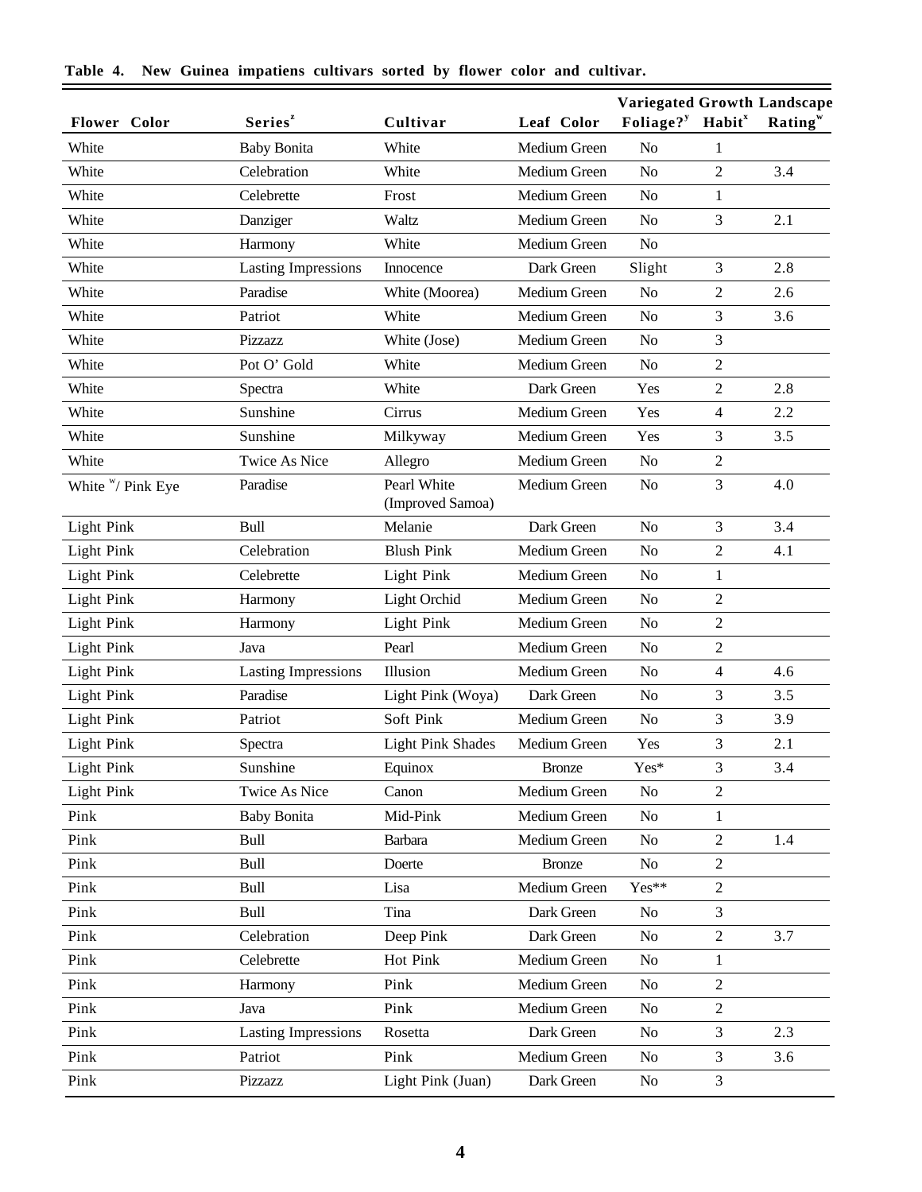**Table 4. New Guinea impatiens cultivars sorted by flower color and cultivar.**

| Flower Color | Series[z] | Cultivar | Leaf Color | Variegated Foliage?[y] | Growth Habit[x] | Landscape Rating[w] |
|---|---|---|---|---|---|---|
| White | Baby Bonita | White | Medium Green | No | 1 | |
| White | Celebration | White | Medium Green | No | 2 | 3.4 |
| White | Celebrette | Frost | Medium Green | No | 1 | |
| White | Danziger | Waltz | Medium Green | No | 3 | 2.1 |
| White | Harmony | White | Medium Green | No | | |
| White | Lasting Impressions | Innocence | Dark Green | Slight | 3 | 2.8 |
| White | Paradise | White (Moorea) | Medium Green | No | 2 | 2.6 |
| White | Patriot | White | Medium Green | No | 3 | 3.6 |
| White | Pizzazz | White (Jose) | Medium Green | No | 3 | |
| White | Pot O' Gold | White | Medium Green | No | 2 | |
| White | Spectra | White | Dark Green | Yes | 2 | 2.8 |
| White | Sunshine | Cirrus | Medium Green | Yes | 4 | 2.2 |
| White | Sunshine | Milkyway | Medium Green | Yes | 3 | 3.5 |
| White | Twice As Nice | Allegro | Medium Green | No | 2 | |
| White [w]/ Pink Eye | Paradise | Pearl White (Improved Samoa) | Medium Green | No | 3 | 4.0 |
| Light Pink | Bull | Melanie | Dark Green | No | 3 | 3.4 |
| Light Pink | Celebration | Blush Pink | Medium Green | No | 2 | 4.1 |
| Light Pink | Celebrette | Light Pink | Medium Green | No | 1 | |
| Light Pink | Harmony | Light Orchid | Medium Green | No | 2 | |
| Light Pink | Harmony | Light Pink | Medium Green | No | 2 | |
| Light Pink | Java | Pearl | Medium Green | No | 2 | |
| Light Pink | Lasting Impressions | Illusion | Medium Green | No | 4 | 4.6 |
| Light Pink | Paradise | Light Pink (Woya) | Dark Green | No | 3 | 3.5 |
| Light Pink | Patriot | Soft Pink | Medium Green | No | 3 | 3.9 |
| Light Pink | Spectra | Light Pink Shades | Medium Green | Yes | 3 | 2.1 |
| Light Pink | Sunshine | Equinox | Bronze | Yes* | 3 | 3.4 |
| Light Pink | Twice As Nice | Canon | Medium Green | No | 2 | |
| Pink | Baby Bonita | Mid-Pink | Medium Green | No | 1 | |
| Pink | Bull | Barbara | Medium Green | No | 2 | 1.4 |
| Pink | Bull | Doerte | Bronze | No | 2 | |
| Pink | Bull | Lisa | Medium Green | Yes** | 2 | |
| Pink | Bull | Tina | Dark Green | No | 3 | |
| Pink | Celebration | Deep Pink | Dark Green | No | 2 | 3.7 |
| Pink | Celebrette | Hot Pink | Medium Green | No | 1 | |
| Pink | Harmony | Pink | Medium Green | No | 2 | |
| Pink | Java | Pink | Medium Green | No | 2 | |
| Pink | Lasting Impressions | Rosetta | Dark Green | No | 3 | 2.3 |
| Pink | Patriot | Pink | Medium Green | No | 3 | 3.6 |
| Pink | Pizzazz | Light Pink (Juan) | Dark Green | No | 3 | |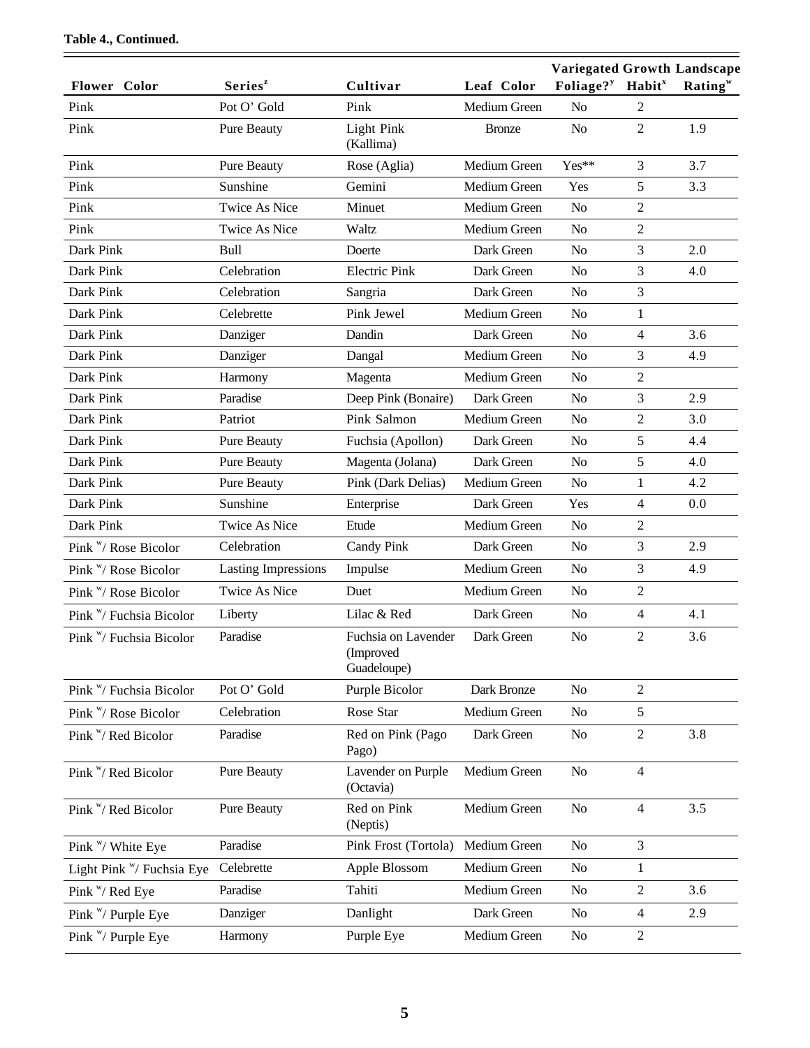**Table 4., Continued.**

| Flower Color | Series[z] | Cultivar | Leaf Color | Variegated Foliage?[y] | Growth Habit[x] | Landscape Rating[w] |
|---|---|---|---|---|---|---|
| Pink | Pot O' Gold | Pink | Medium Green | No | 2 | |
| Pink | Pure Beauty | Light Pink (Kallima) | Bronze | No | 2 | 1.9 |
| Pink | Pure Beauty | Rose (Aglia) | Medium Green | Yes** | 3 | 3.7 |
| Pink | Sunshine | Gemini | Medium Green | Yes | 5 | 3.3 |
| Pink | Twice As Nice | Minuet | Medium Green | No | 2 | |
| Pink | Twice As Nice | Waltz | Medium Green | No | 2 | |
| Dark Pink | Bull | Doerte | Dark Green | No | 3 | 2.0 |
| Dark Pink | Celebration | Electric Pink | Dark Green | No | 3 | 4.0 |
| Dark Pink | Celebration | Sangria | Dark Green | No | 3 | |
| Dark Pink | Celebrette | Pink Jewel | Medium Green | No | 1 | |
| Dark Pink | Danziger | Dandin | Dark Green | No | 4 | 3.6 |
| Dark Pink | Danziger | Dangal | Medium Green | No | 3 | 4.9 |
| Dark Pink | Harmony | Magenta | Medium Green | No | 2 | |
| Dark Pink | Paradise | Deep Pink (Bonaire) | Dark Green | No | 3 | 2.9 |
| Dark Pink | Patriot | Pink Salmon | Medium Green | No | 2 | 3.0 |
| Dark Pink | Pure Beauty | Fuchsia (Apollon) | Dark Green | No | 5 | 4.4 |
| Dark Pink | Pure Beauty | Magenta (Jolana) | Dark Green | No | 5 | 4.0 |
| Dark Pink | Pure Beauty | Pink (Dark Delias) | Medium Green | No | 1 | 4.2 |
| Dark Pink | Sunshine | Enterprise | Dark Green | Yes | 4 | 0.0 |
| Dark Pink | Twice As Nice | Etude | Medium Green | No | 2 | |
| Pink [w]/ Rose Bicolor | Celebration | Candy Pink | Dark Green | No | 3 | 2.9 |
| Pink [w]/ Rose Bicolor | Lasting Impressions | Impulse | Medium Green | No | 3 | 4.9 |
| Pink [w]/ Rose Bicolor | Twice As Nice | Duet | Medium Green | No | 2 | |
| Pink [w]/ Fuchsia Bicolor | Liberty | Lilac & Red | Dark Green | No | 4 | 4.1 |
| Pink [w]/ Fuchsia Bicolor | Paradise | Fuchsia on Lavender (Improved Guadeloupe) | Dark Green | No | 2 | 3.6 |
| Pink [w]/ Fuchsia Bicolor | Pot O' Gold | Purple Bicolor | Dark Bronze | No | 2 | |
| Pink [w]/ Rose Bicolor | Celebration | Rose Star | Medium Green | No | 5 | |
| Pink [w]/ Red Bicolor | Paradise | Red on Pink (Pago Pago) | Dark Green | No | 2 | 3.8 |
| Pink [w]/ Red Bicolor | Pure Beauty | Lavender on Purple (Octavia) | Medium Green | No | 4 | |
| Pink [w]/ Red Bicolor | Pure Beauty | Red on Pink (Neptis) | Medium Green | No | 4 | 3.5 |
| Pink [w]/ White Eye | Paradise | Pink Frost (Tortola) | Medium Green | No | 3 | |
| Light Pink [w]/ Fuchsia Eye | Celebrette | Apple Blossom | Medium Green | No | 1 | |
| Pink [w]/ Red Eye | Paradise | Tahiti | Medium Green | No | 2 | 3.6 |
| Pink [w]/ Purple Eye | Danziger | Danlight | Dark Green | No | 4 | 2.9 |
| Pink [w]/ Purple Eye | Harmony | Purple Eye | Medium Green | No | 2 | |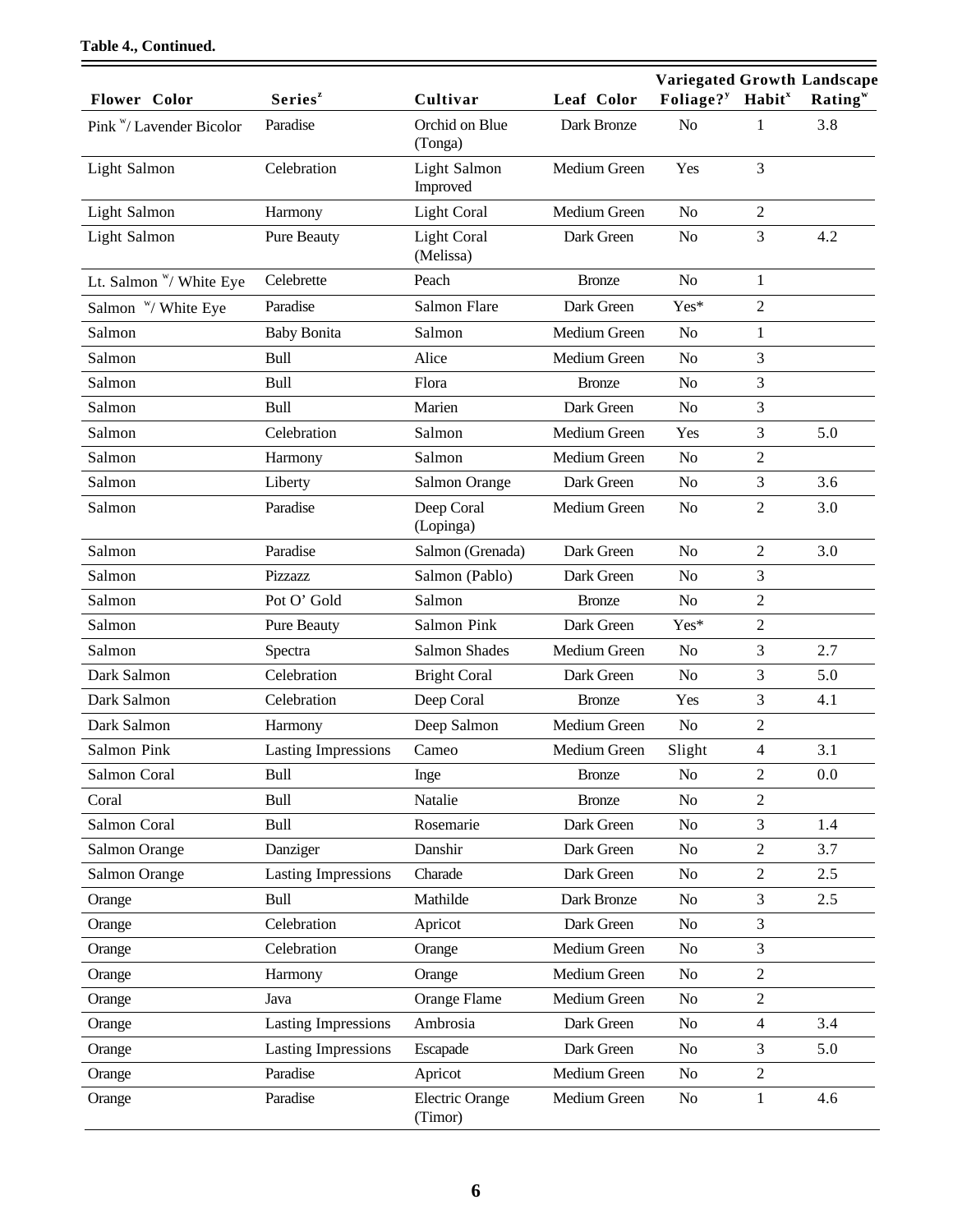**Table 4., Continued.**

| Flower Color | Series[z] | Cultivar | Leaf Color | Variegated Foliage?[y] | Growth Habit[x] | Landscape Rating[w] |
|---|---|---|---|---|---|---|
| Pink [w]/ Lavender Bicolor | Paradise | Orchid on Blue (Tonga) | Dark Bronze | No | 1 | 3.8 |
| Light Salmon | Celebration | Light Salmon Improved | Medium Green | Yes | 3 | |
| Light Salmon | Harmony | Light Coral | Medium Green | No | 2 | |
| Light Salmon | Pure Beauty | Light Coral (Melissa) | Dark Green | No | 3 | 4.2 |
| Lt. Salmon [w]/ White Eye | Celebrette | Peach | Bronze | No | 1 | |
| Salmon [w]/ White Eye | Paradise | Salmon Flare | Dark Green | Yes* | 2 | |
| Salmon | Baby Bonita | Salmon | Medium Green | No | 1 | |
| Salmon | Bull | Alice | Medium Green | No | 3 | |
| Salmon | Bull | Flora | Bronze | No | 3 | |
| Salmon | Bull | Marien | Dark Green | No | 3 | |
| Salmon | Celebration | Salmon | Medium Green | Yes | 3 | 5.0 |
| Salmon | Harmony | Salmon | Medium Green | No | 2 | |
| Salmon | Liberty | Salmon Orange | Dark Green | No | 3 | 3.6 |
| Salmon | Paradise | Deep Coral (Lopinga) | Medium Green | No | 2 | 3.0 |
| Salmon | Paradise | Salmon (Grenada) | Dark Green | No | 2 | 3.0 |
| Salmon | Pizzazz | Salmon (Pablo) | Dark Green | No | 3 | |
| Salmon | Pot O' Gold | Salmon | Bronze | No | 2 | |
| Salmon | Pure Beauty | Salmon Pink | Dark Green | Yes* | 2 | |
| Salmon | Spectra | Salmon Shades | Medium Green | No | 3 | 2.7 |
| Dark Salmon | Celebration | Bright Coral | Dark Green | No | 3 | 5.0 |
| Dark Salmon | Celebration | Deep Coral | Bronze | Yes | 3 | 4.1 |
| Dark Salmon | Harmony | Deep Salmon | Medium Green | No | 2 | |
| Salmon Pink | Lasting Impressions | Cameo | Medium Green | Slight | 4 | 3.1 |
| Salmon Coral | Bull | Inge | Bronze | No | 2 | 0.0 |
| Coral | Bull | Natalie | Bronze | No | 2 | |
| Salmon Coral | Bull | Rosemarie | Dark Green | No | 3 | 1.4 |
| Salmon Orange | Danziger | Danshir | Dark Green | No | 2 | 3.7 |
| Salmon Orange | Lasting Impressions | Charade | Dark Green | No | 2 | 2.5 |
| Orange | Bull | Mathilde | Dark Bronze | No | 3 | 2.5 |
| Orange | Celebration | Apricot | Dark Green | No | 3 | |
| Orange | Celebration | Orange | Medium Green | No | 3 | |
| Orange | Harmony | Orange | Medium Green | No | 2 | |
| Orange | Java | Orange Flame | Medium Green | No | 2 | |
| Orange | Lasting Impressions | Ambrosia | Dark Green | No | 4 | 3.4 |
| Orange | Lasting Impressions | Escapade | Dark Green | No | 3 | 5.0 |
| Orange | Paradise | Apricot | Medium Green | No | 2 | |
| Orange | Paradise | Electric Orange (Timor) | Medium Green | No | 1 | 4.6 |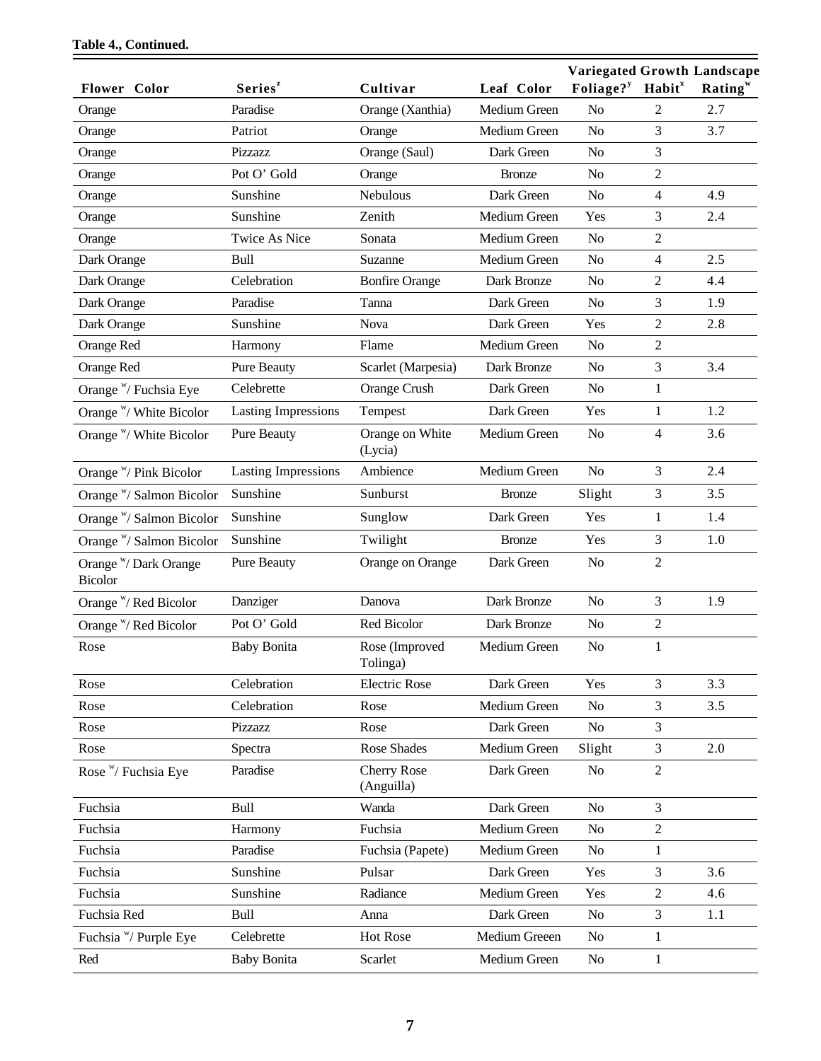**Table 4., Continued.**

| Flower Color | Series[z] | Cultivar | Leaf Color | Variegated Foliage?[y] | Growth Habit[x] | Landscape Rating[w] |
|---|---|---|---|---|---|---|
| Orange | Paradise | Orange (Xanthia) | Medium Green | No | 2 | 2.7 |
| Orange | Patriot | Orange | Medium Green | No | 3 | 3.7 |
| Orange | Pizzazz | Orange (Saul) | Dark Green | No | 3 | |
| Orange | Pot O' Gold | Orange | Bronze | No | 2 | |
| Orange | Sunshine | Nebulous | Dark Green | No | 4 | 4.9 |
| Orange | Sunshine | Zenith | Medium Green | Yes | 3 | 2.4 |
| Orange | Twice As Nice | Sonata | Medium Green | No | 2 | |
| Dark Orange | Bull | Suzanne | Medium Green | No | 4 | 2.5 |
| Dark Orange | Celebration | Bonfire Orange | Dark Bronze | No | 2 | 4.4 |
| Dark Orange | Paradise | Tanna | Dark Green | No | 3 | 1.9 |
| Dark Orange | Sunshine | Nova | Dark Green | Yes | 2 | 2.8 |
| Orange Red | Harmony | Flame | Medium Green | No | 2 | |
| Orange Red | Pure Beauty | Scarlet (Marpesia) | Dark Bronze | No | 3 | 3.4 |
| Orange [w]/ Fuchsia Eye | Celebrette | Orange Crush | Dark Green | No | 1 | |
| Orange [w]/ White Bicolor | Lasting Impressions | Tempest | Dark Green | Yes | 1 | 1.2 |
| Orange [w]/ White Bicolor | Pure Beauty | Orange on White (Lycia) | Medium Green | No | 4 | 3.6 |
| Orange [w]/ Pink Bicolor | Lasting Impressions | Ambience | Medium Green | No | 3 | 2.4 |
| Orange [w]/ Salmon Bicolor | Sunshine | Sunburst | Bronze | Slight | 3 | 3.5 |
| Orange [w]/ Salmon Bicolor | Sunshine | Sunglow | Dark Green | Yes | 1 | 1.4 |
| Orange [w]/ Salmon Bicolor | Sunshine | Twilight | Bronze | Yes | 3 | 1.0 |
| Orange [w]/ Dark Orange Bicolor | Pure Beauty | Orange on Orange | Dark Green | No | 2 | |
| Orange [w]/ Red Bicolor | Danziger | Danova | Dark Bronze | No | 3 | 1.9 |
| Orange [w]/ Red Bicolor | Pot O' Gold | Red Bicolor | Dark Bronze | No | 2 | |
| Rose | Baby Bonita | Rose (Improved Tolinga) | Medium Green | No | 1 | |
| Rose | Celebration | Electric Rose | Dark Green | Yes | 3 | 3.3 |
| Rose | Celebration | Rose | Medium Green | No | 3 | 3.5 |
| Rose | Pizzazz | Rose | Dark Green | No | 3 | |
| Rose | Spectra | Rose Shades | Medium Green | Slight | 3 | 2.0 |
| Rose [w]/ Fuchsia Eye | Paradise | Cherry Rose (Anguilla) | Dark Green | No | 2 | |
| Fuchsia | Bull | Wanda | Dark Green | No | 3 | |
| Fuchsia | Harmony | Fuchsia | Medium Green | No | 2 | |
| Fuchsia | Paradise | Fuchsia (Papete) | Medium Green | No | 1 | |
| Fuchsia | Sunshine | Pulsar | Dark Green | Yes | 3 | 3.6 |
| Fuchsia | Sunshine | Radiance | Medium Green | Yes | 2 | 4.6 |
| Fuchsia Red | Bull | Anna | Dark Green | No | 3 | 1.1 |
| Fuchsia [w]/ Purple Eye | Celebrette | Hot Rose | Medium Greeen | No | 1 | |
| Red | Baby Bonita | Scarlet | Medium Green | No | 1 | |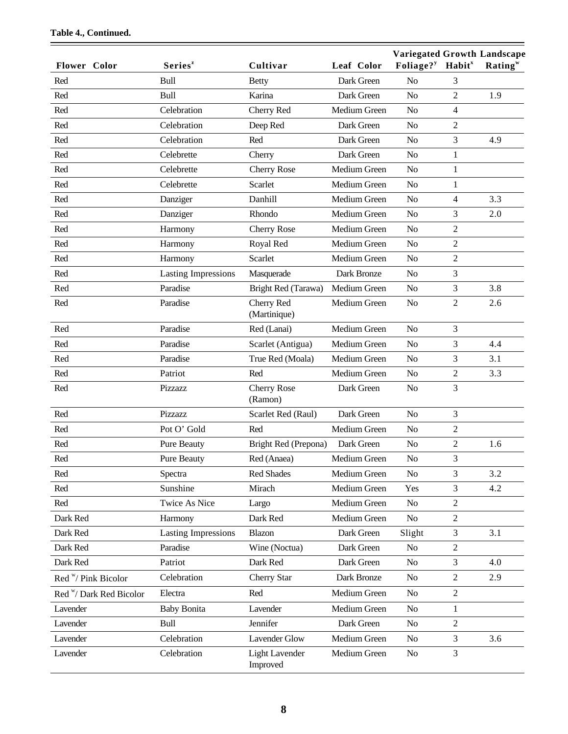**Table 4., Continued.**

| Flower Color | Series[z] | Cultivar | Leaf Color | Variegated Foliage?[y] | Growth Habit[x] | Landscape Rating[w] |
|---|---|---|---|---|---|---|
| Red | Bull | Betty | Dark Green | No | 3 | |
| Red | Bull | Karina | Dark Green | No | 2 | 1.9 |
| Red | Celebration | Cherry Red | Medium Green | No | 4 | |
| Red | Celebration | Deep Red | Dark Green | No | 2 | |
| Red | Celebration | Red | Dark Green | No | 3 | 4.9 |
| Red | Celebrette | Cherry | Dark Green | No | 1 | |
| Red | Celebrette | Cherry Rose | Medium Green | No | 1 | |
| Red | Celebrette | Scarlet | Medium Green | No | 1 | |
| Red | Danziger | Danhill | Medium Green | No | 4 | 3.3 |
| Red | Danziger | Rhondo | Medium Green | No | 3 | 2.0 |
| Red | Harmony | Cherry Rose | Medium Green | No | 2 | |
| Red | Harmony | Royal Red | Medium Green | No | 2 | |
| Red | Harmony | Scarlet | Medium Green | No | 2 | |
| Red | Lasting Impressions | Masquerade | Dark Bronze | No | 3 | |
| Red | Paradise | Bright Red (Tarawa) | Medium Green | No | 3 | 3.8 |
| Red | Paradise | Cherry Red (Martinique) | Medium Green | No | 2 | 2.6 |
| Red | Paradise | Red (Lanai) | Medium Green | No | 3 | |
| Red | Paradise | Scarlet (Antigua) | Medium Green | No | 3 | 4.4 |
| Red | Paradise | True Red (Moala) | Medium Green | No | 3 | 3.1 |
| Red | Patriot | Red | Medium Green | No | 2 | 3.3 |
| Red | Pizzazz | Cherry Rose (Ramon) | Dark Green | No | 3 | |
| Red | Pizzazz | Scarlet Red (Raul) | Dark Green | No | 3 | |
| Red | Pot O' Gold | Red | Medium Green | No | 2 | |
| Red | Pure Beauty | Bright Red (Prepona) | Dark Green | No | 2 | 1.6 |
| Red | Pure Beauty | Red (Anaea) | Medium Green | No | 3 | |
| Red | Spectra | Red Shades | Medium Green | No | 3 | 3.2 |
| Red | Sunshine | Mirach | Medium Green | Yes | 3 | 4.2 |
| Red | Twice As Nice | Largo | Medium Green | No | 2 | |
| Dark Red | Harmony | Dark Red | Medium Green | No | 2 | |
| Dark Red | Lasting Impressions | Blazon | Dark Green | Slight | 3 | 3.1 |
| Dark Red | Paradise | Wine (Noctua) | Dark Green | No | 2 | |
| Dark Red | Patriot | Dark Red | Dark Green | No | 3 | 4.0 |
| Red w/ Pink Bicolor | Celebration | Cherry Star | Dark Bronze | No | 2 | 2.9 |
| Red w/ Dark Red Bicolor | Electra | Red | Medium Green | No | 2 | |
| Lavender | Baby Bonita | Lavender | Medium Green | No | 1 | |
| Lavender | Bull | Jennifer | Dark Green | No | 2 | |
| Lavender | Celebration | Lavender Glow | Medium Green | No | 3 | 3.6 |
| Lavender | Celebration | Light Lavender Improved | Medium Green | No | 3 | |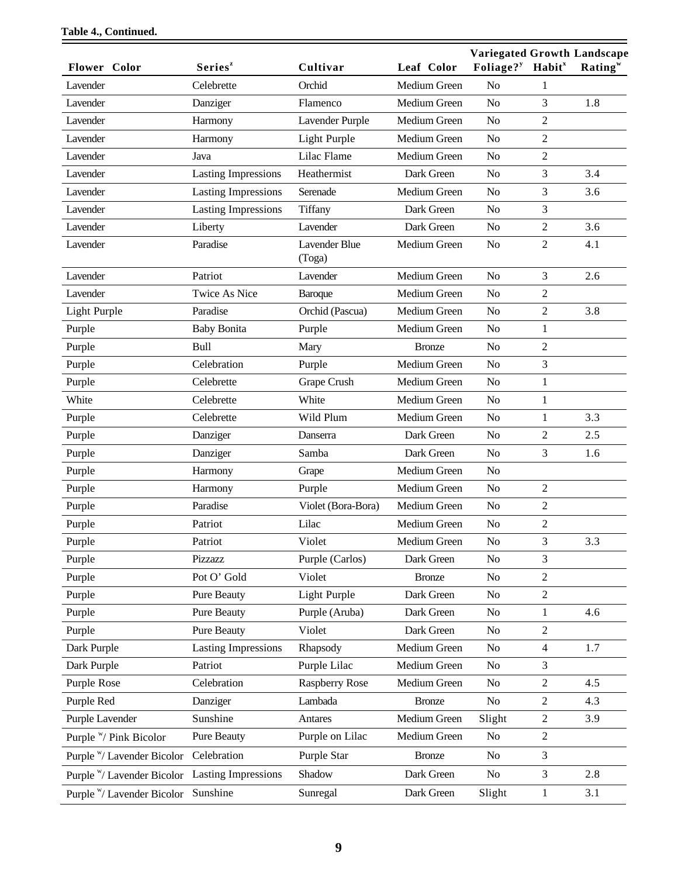**Table 4., Continued.**

| Flower Color | Series[z] | Cultivar | Leaf Color | Variegated Foliage?[y] | Growth Habit[x] | Landscape Rating[w] |
|---|---|---|---|---|---|---|
| Lavender | Celebrette | Orchid | Medium Green | No | 1 | |
| Lavender | Danziger | Flamenco | Medium Green | No | 3 | 1.8 |
| Lavender | Harmony | Lavender Purple | Medium Green | No | 2 | |
| Lavender | Harmony | Light Purple | Medium Green | No | 2 | |
| Lavender | Java | Lilac Flame | Medium Green | No | 2 | |
| Lavender | Lasting Impressions | Heathermist | Dark Green | No | 3 | 3.4 |
| Lavender | Lasting Impressions | Serenade | Medium Green | No | 3 | 3.6 |
| Lavender | Lasting Impressions | Tiffany | Dark Green | No | 3 | |
| Lavender | Liberty | Lavender | Dark Green | No | 2 | 3.6 |
| Lavender | Paradise | Lavender Blue (Toga) | Medium Green | No | 2 | 4.1 |
| Lavender | Patriot | Lavender | Medium Green | No | 3 | 2.6 |
| Lavender | Twice As Nice | Baroque | Medium Green | No | 2 | |
| Light Purple | Paradise | Orchid (Pascua) | Medium Green | No | 2 | 3.8 |
| Purple | Baby Bonita | Purple | Medium Green | No | 1 | |
| Purple | Bull | Mary | Bronze | No | 2 | |
| Purple | Celebration | Purple | Medium Green | No | 3 | |
| Purple | Celebrette | Grape Crush | Medium Green | No | 1 | |
| White | Celebrette | White | Medium Green | No | 1 | |
| Purple | Celebrette | Wild Plum | Medium Green | No | 1 | 3.3 |
| Purple | Danziger | Danserra | Dark Green | No | 2 | 2.5 |
| Purple | Danziger | Samba | Dark Green | No | 3 | 1.6 |
| Purple | Harmony | Grape | Medium Green | No | | |
| Purple | Harmony | Purple | Medium Green | No | 2 | |
| Purple | Paradise | Violet (Bora-Bora) | Medium Green | No | 2 | |
| Purple | Patriot | Lilac | Medium Green | No | 2 | |
| Purple | Patriot | Violet | Medium Green | No | 3 | 3.3 |
| Purple | Pizzazz | Purple (Carlos) | Dark Green | No | 3 | |
| Purple | Pot O' Gold | Violet | Bronze | No | 2 | |
| Purple | Pure Beauty | Light Purple | Dark Green | No | 2 | |
| Purple | Pure Beauty | Purple (Aruba) | Dark Green | No | 1 | 4.6 |
| Purple | Pure Beauty | Violet | Dark Green | No | 2 | |
| Dark Purple | Lasting Impressions | Rhapsody | Medium Green | No | 4 | 1.7 |
| Dark Purple | Patriot | Purple Lilac | Medium Green | No | 3 | |
| Purple Rose | Celebration | Raspberry Rose | Medium Green | No | 2 | 4.5 |
| Purple Red | Danziger | Lambada | Bronze | No | 2 | 4.3 |
| Purple Lavender | Sunshine | Antares | Medium Green | Slight | 2 | 3.9 |
| Purple w/ Pink Bicolor | Pure Beauty | Purple on Lilac | Medium Green | No | 2 | |
| Purple w/ Lavender Bicolor | Celebration | Purple Star | Bronze | No | 3 | |
| Purple w/ Lavender Bicolor | Lasting Impressions | Shadow | Dark Green | No | 3 | 2.8 |
| Purple w/ Lavender Bicolor | Sunshine | Sunregal | Dark Green | Slight | 1 | 3.1 |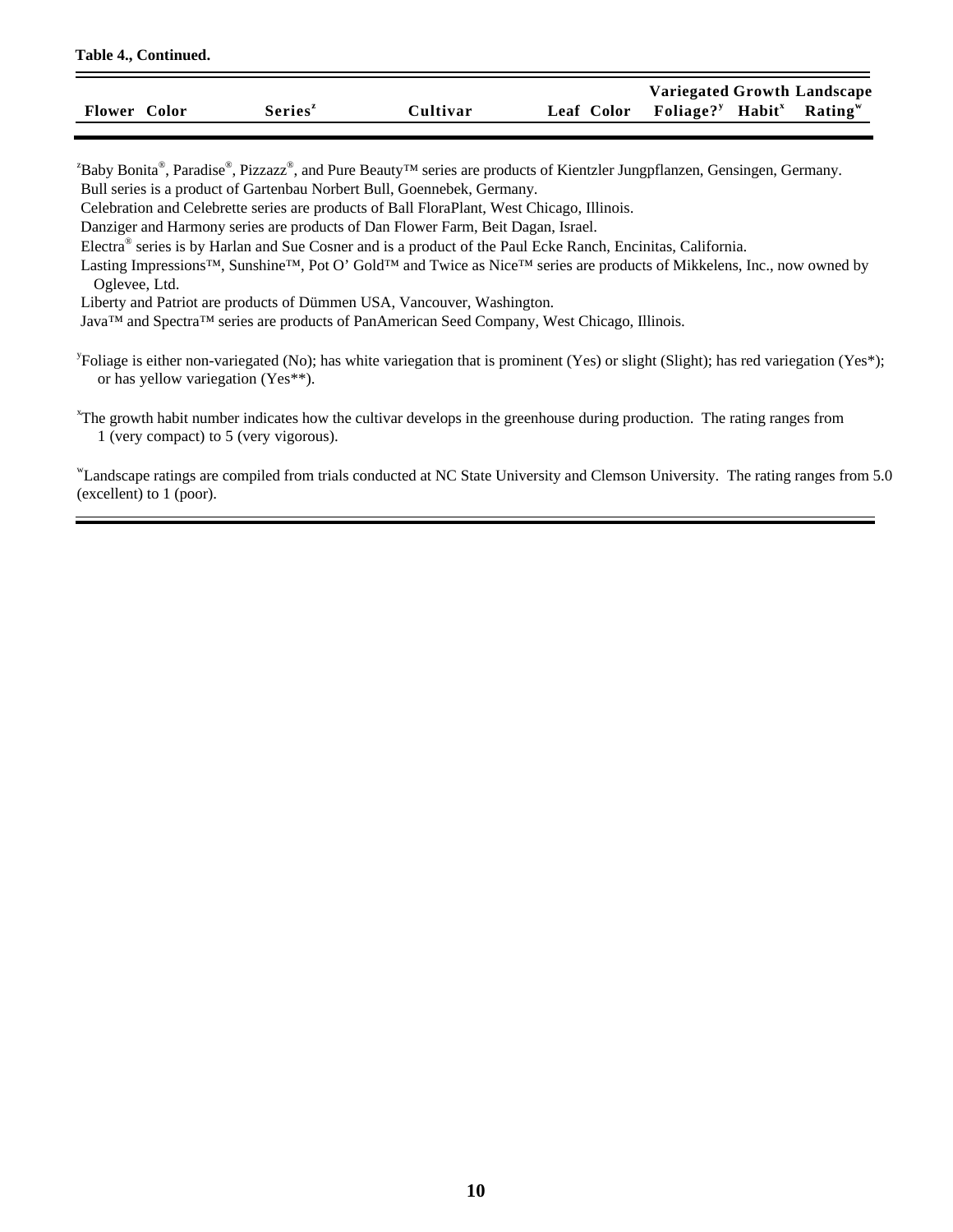**Table 4., Continued.**

| Flower Color | Series[z] | Cultivar | Leaf Color | Variegated Foliage?[y] | Growth Habit[x] | Landscape Rating[w] |
|---|---|---|---|---|---|---|

[z]Baby Bonita®, Paradise®, Pizzazz®, and Pure Beauty™ series are products of Kientzler Jungpflanzen, Gensingen, Germany.
Bull series is a product of Gartenbau Norbert Bull, Goennebek, Germany.
Celebration and Celebrette series are products of Ball FloraPlant, West Chicago, Illinois.
Danziger and Harmony series are products of Dan Flower Farm, Beit Dagan, Israel.
Electra® series is by Harlan and Sue Cosner and is a product of the Paul Ecke Ranch, Encinitas, California.
Lasting Impressions™, Sunshine™, Pot O' Gold™ and Twice as Nice™ series are products of Mikkelens, Inc., now owned by Oglevee, Ltd.
Liberty and Patriot are products of Dümmen USA, Vancouver, Washington.
Java™ and Spectra™ series are products of PanAmerican Seed Company, West Chicago, Illinois.

[y]Foliage is either non-variegated (No); has white variegation that is prominent (Yes) or slight (Slight); has red variegation (Yes*); or has yellow variegation (Yes**).

[x]The growth habit number indicates how the cultivar develops in the greenhouse during production. The rating ranges from 1 (very compact) to 5 (very vigorous).

[w]Landscape ratings are compiled from trials conducted at NC State University and Clemson University. The rating ranges from 5.0 (excellent) to 1 (poor).